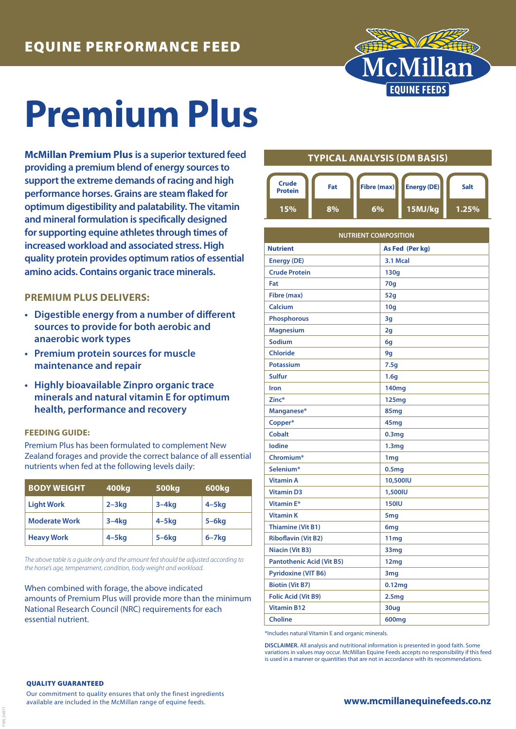EQUINE PERFORMANCE FEED

McMillan EQUINE FEEDS

# Premium Plus

**McMillan Premium Plus** is a superior textured feed providing a premium blend of energy sources to support the extreme demands of racing and high performance horses. Grains are steam flaked for optimum digestibility and palatability. The vitamin and mineral formulation is specifically designed for supporting equine athletes through times of increased workload and associated stress. High quality protein provides optimum ratios of essential amino acids. Contains organic trace minerals.

## PREMIUM PLUS DELIVERS:

- Digestible energy from a number of different sources to provide for both aerobic and anaerobic work types
- Premium protein sources for muscle maintenance and repair
- Highly bioavailable Zinpro organic trace minerals and natural vitamin E for optimum health, performance and recovery

### FEEDING GUIDE:

Premium Plus has been formulated to complement New Zealand forages and provide the correct balance of all essential nutrients when fed at the following levels daily:

| BODY WEIGHT | 400kg | 500kg | 600kg |
|---|---|---|---|
| Light Work | 2–3kg | 3–4kg | 4–5kg |
| Moderate Work | 3–4kg | 4–5kg | 5–6kg |
| Heavy Work | 4–5kg | 5–6kg | 6–7kg |

*The above table is a guide only and the amount fed should be adjusted according to the horse's age, temperament, condition, body weight and workload.*

When combined with forage, the above indicated amounts of Premium Plus will provide more than the minimum National Research Council (NRC) requirements for each essential nutrient.

## TYPICAL ANALYSIS (DM BASIS)

| Crude Protein | Fat | Fibre (max) | Energy (DE) | Salt |
|---|---|---|---|---|
| 15% | 8% | 6% | 15MJ/kg | 1.25% |

| NUTRIENT COMPOSITION | |
|---|---|
| **Nutrient** | **As Fed (Per kg)** |
| Energy (DE) | 3.1 Mcal |
| Crude Protein | 130g |
| Fat | 70g |
| Fibre (max) | 52g |
| Calcium | 10g |
| Phosphorous | 3g |
| Magnesium | 2g |
| Sodium | 6g |
| Chloride | 9g |
| Potassium | 7.5g |
| Sulfur | 1.6g |
| Iron | 140mg |
| Zinc* | 125mg |
| Manganese* | 85mg |
| Copper* | 45mg |
| Cobalt | 0.3mg |
| Iodine | 1.3mg |
| Chromium* | 1mg |
| Selenium* | 0.5mg |
| Vitamin A | 10,500IU |
| Vitamin D3 | 1,500IU |
| Vitamin E* | 150IU |
| Vitamin K | 5mg |
| Thiamine (Vit B1) | 6mg |
| Riboflavin (Vit B2) | 11mg |
| Niacin (Vit B3) | 33mg |
| Pantothenic Acid (Vit B5) | 12mg |
| Pyridoxine (VIT B6) | 3mg |
| Biotin (Vit B7) | 0.12mg |
| Folic Acid (Vit B9) | 2.5mg |
| Vitamin B12 | 30ug |
| Choline | 600mg |

*Includes natural Vitamin E and organic minerals.

**DISCLAIMER.** All analysis and nutritional information is presented in good faith. Some variations in values may occur. McMillan Equine Feeds accepts no responsibility if this feed is used in a manner or quantities that are not in accordance with its recommendations.

### QUALITY GUARANTEED

Our commitment to quality ensures that only the finest ingredients available are included in the McMillan range of equine feeds.

**www.mcmillanequinefeeds.co.nz**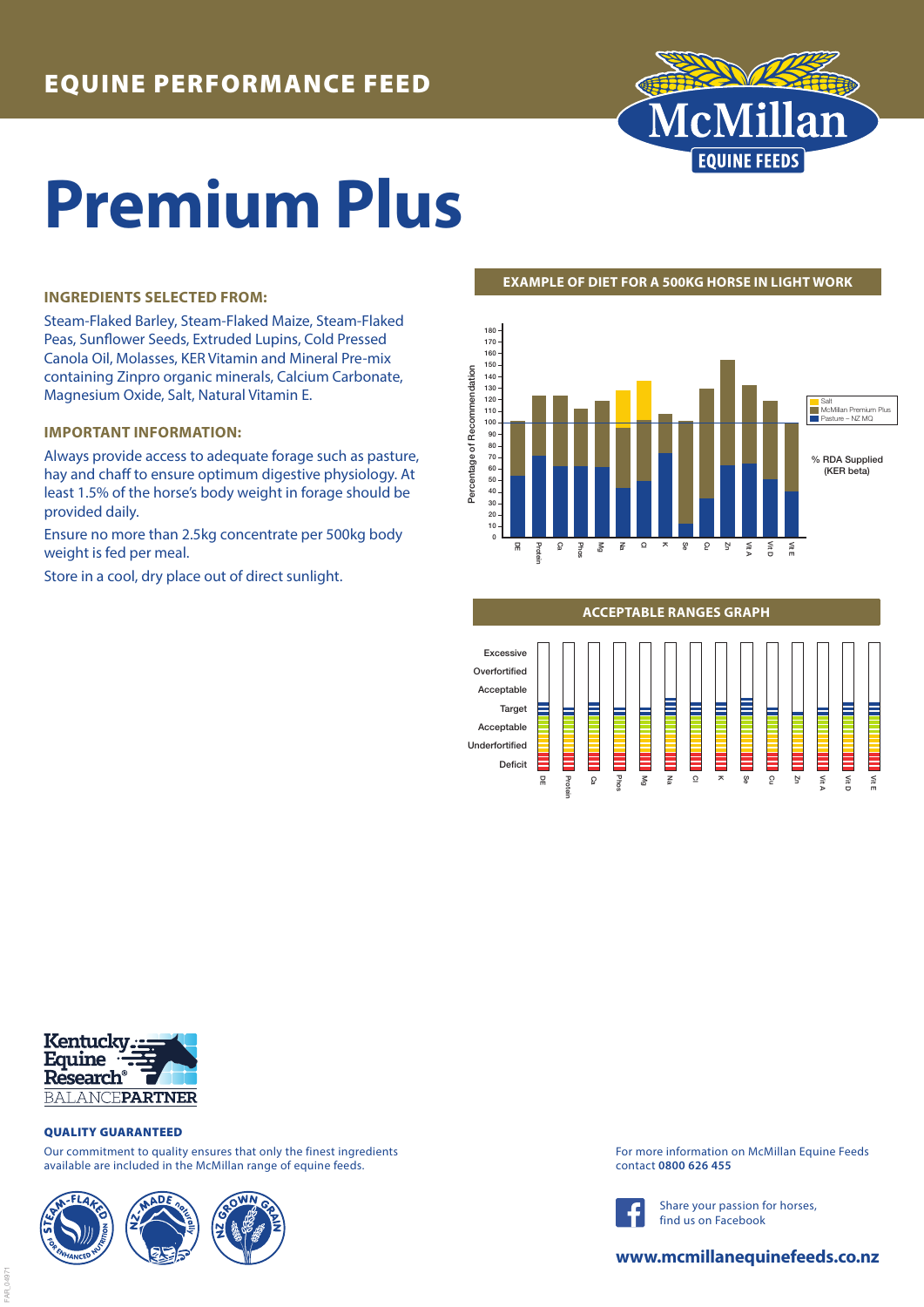## EQUINE PERFORMANCE FEED

McMillan EQUINE FEEDS

# Premium Plus

### INGREDIENTS SELECTED FROM:

Steam-Flaked Barley, Steam-Flaked Maize, Steam-Flaked Peas, Sunflower Seeds, Extruded Lupins, Cold Pressed Canola Oil, Molasses, KER Vitamin and Mineral Pre-mix containing Zinpro organic minerals, Calcium Carbonate, Magnesium Oxide, Salt, Natural Vitamin E.

### IMPORTANT INFORMATION:

Always provide access to adequate forage such as pasture, hay and chaff to ensure optimum digestive physiology. At least 1.5% of the horse's body weight in forage should be provided daily.

Ensure no more than 2.5kg concentrate per 500kg body weight is fed per meal.

Store in a cool, dry place out of direct sunlight.

### EXAMPLE OF DIET FOR A 500KG HORSE IN LIGHT WORK

Percentage of Recommendation

0 10 20 30 40 50 60 70 80 90 100 110 120 130 140 150 160 170 180

DE Protein Ca Phos Mg Na Cl K Se Cu Zn Vit A Vit D Vit E

Salt
McMillan Premium Plus
Pasture – NZ MQ

% RDA Supplied (KER beta)

### ACCEPTABLE RANGES GRAPH

Excessive
Overfortified
Acceptable
Target
Acceptable
Underfortified
Deficit

DE Protein Ca Phos Mg Na Cl K Se Cu Zn Vit A Vit D Vit E

Kentucky Equine Research® BALANCEPARTNER

### QUALITY GUARANTEED

Our commitment to quality ensures that only the finest ingredients available are included in the McMillan range of equine feeds.

STEAM-FLAKED FOR ENHANCED NUTRITION · NZ-MADE naturally · NZ GROWN GRAIN

For more information on McMillan Equine Feeds contact **0800 626 455**

Share your passion for horses, find us on Facebook

**www.mcmillanequinefeeds.co.nz**

FAR_04971